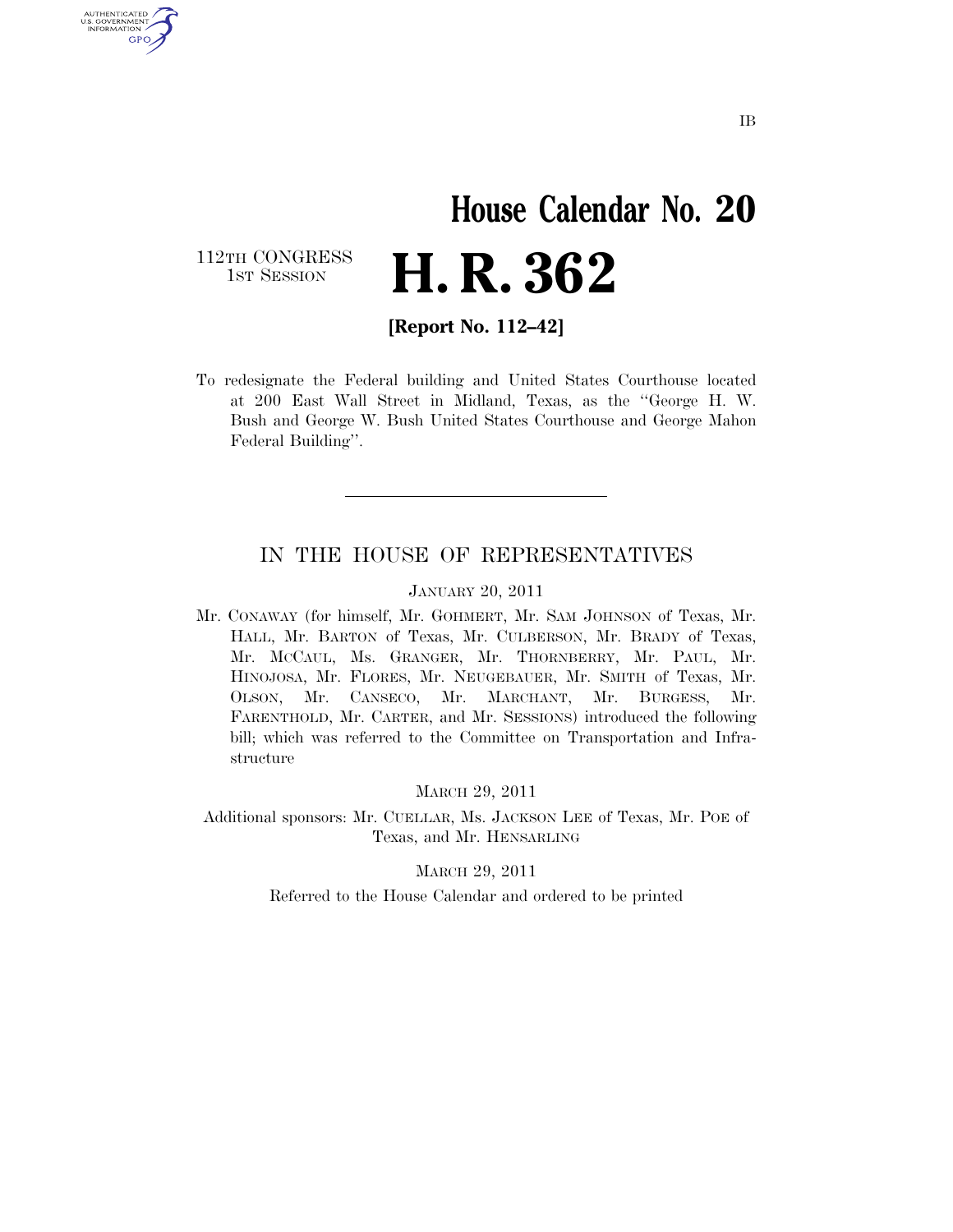IB

# House Calendar No. 20

112TH CONGRESS
1ST SESSION

# H. R. 362

**[Report No. 112–42]**

To redesignate the Federal building and United States Courthouse located at 200 East Wall Street in Midland, Texas, as the "George H. W. Bush and George W. Bush United States Courthouse and George Mahon Federal Building".

---

## IN THE HOUSE OF REPRESENTATIVES

JANUARY 20, 2011

Mr. CONAWAY (for himself, Mr. GOHMERT, Mr. SAM JOHNSON of Texas, Mr. HALL, Mr. BARTON of Texas, Mr. CULBERSON, Mr. BRADY of Texas, Mr. MCCAUL, Ms. GRANGER, Mr. THORNBERRY, Mr. PAUL, Mr. HINOJOSA, Mr. FLORES, Mr. NEUGEBAUER, Mr. SMITH of Texas, Mr. OLSON, Mr. CANSECO, Mr. MARCHANT, Mr. BURGESS, Mr. FARENTHOLD, Mr. CARTER, and Mr. SESSIONS) introduced the following bill; which was referred to the Committee on Transportation and Infrastructure

MARCH 29, 2011

Additional sponsors: Mr. CUELLAR, Ms. JACKSON LEE of Texas, Mr. POE of Texas, and Mr. HENSARLING

MARCH 29, 2011

Referred to the House Calendar and ordered to be printed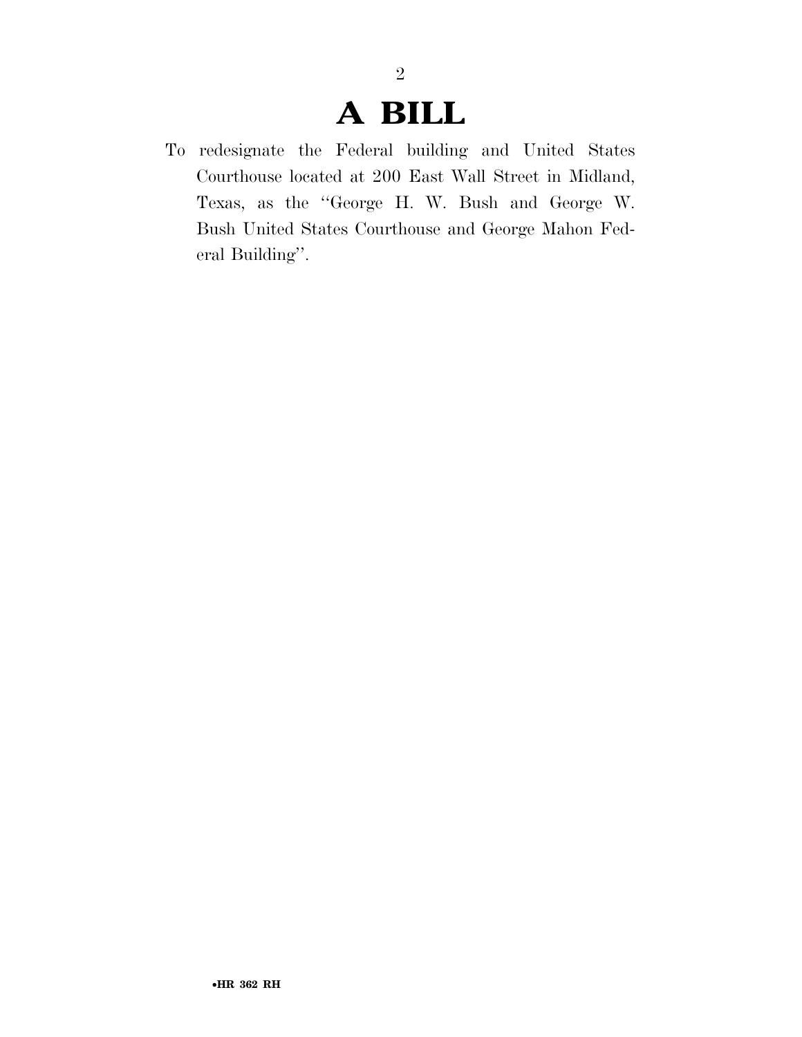# A BILL

To redesignate the Federal building and United States Courthouse located at 200 East Wall Street in Midland, Texas, as the ''George H. W. Bush and George W. Bush United States Courthouse and George Mahon Federal Building''.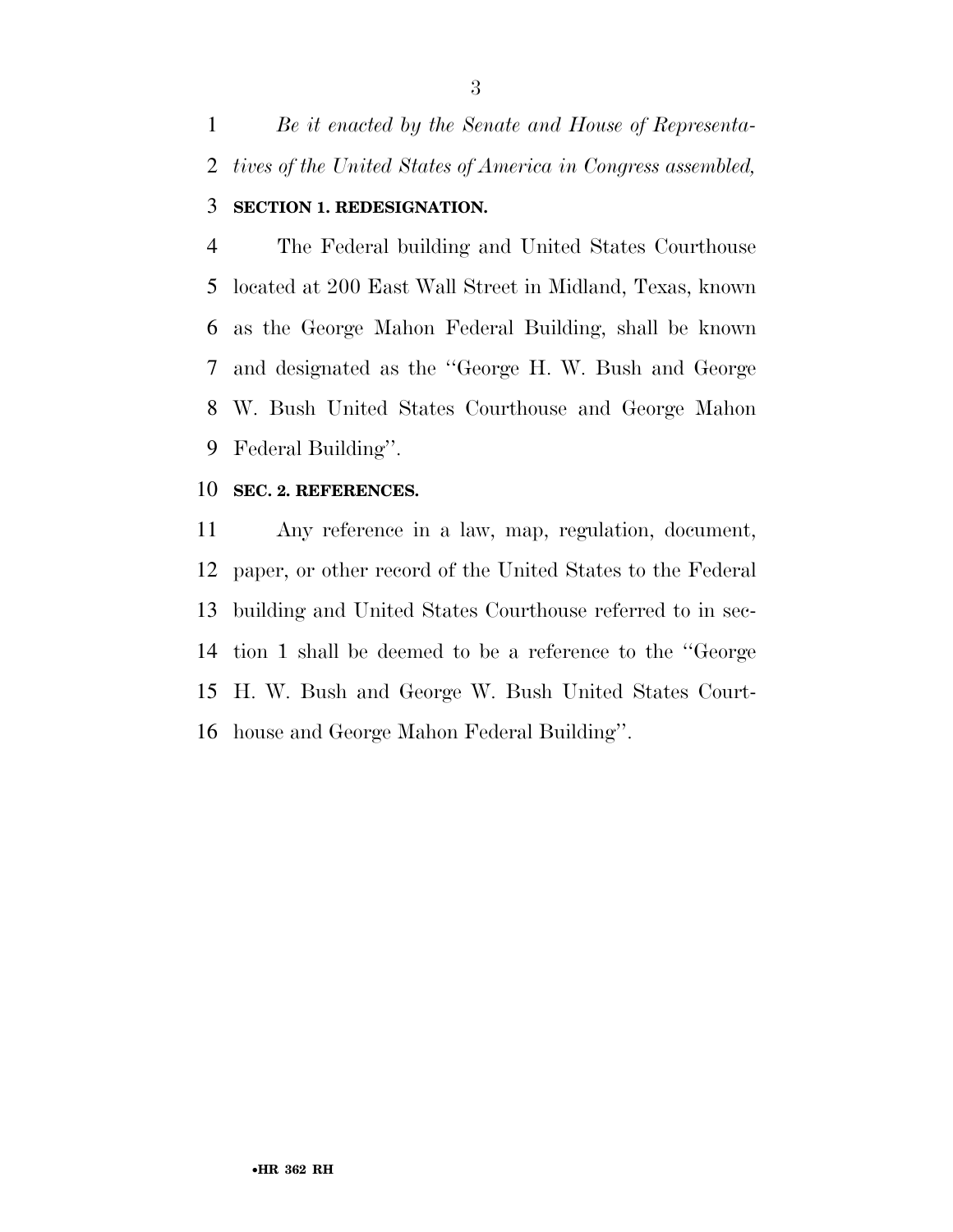*Be it enacted by the Senate and House of Representatives of the United States of America in Congress assembled,*

**SECTION 1. REDESIGNATION.**

The Federal building and United States Courthouse located at 200 East Wall Street in Midland, Texas, known as the George Mahon Federal Building, shall be known and designated as the "George H. W. Bush and George W. Bush United States Courthouse and George Mahon Federal Building".

**SEC. 2. REFERENCES.**

Any reference in a law, map, regulation, document, paper, or other record of the United States to the Federal building and United States Courthouse referred to in section 1 shall be deemed to be a reference to the "George H. W. Bush and George W. Bush United States Courthouse and George Mahon Federal Building".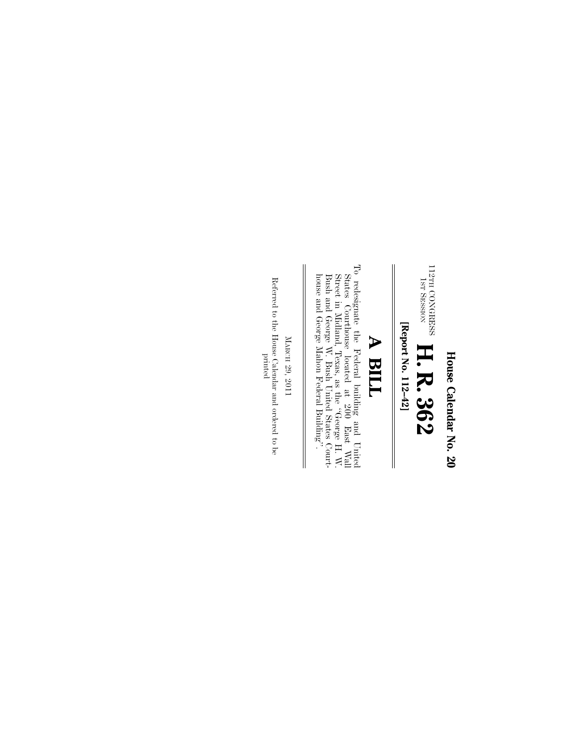House Calendar No. 20

112TH CONGRESS
1ST SESSION

# H. R. 362

**[Report No. 112–42]**

# A BILL

To redesignate the Federal building and United States Courthouse located at 200 East Wall Street in Midland, Texas, as the "George H. W. Bush and George W. Bush United States Courthouse and George Mahon Federal Building".

MARCH 29, 2011

Referred to the House Calendar and ordered to be printed